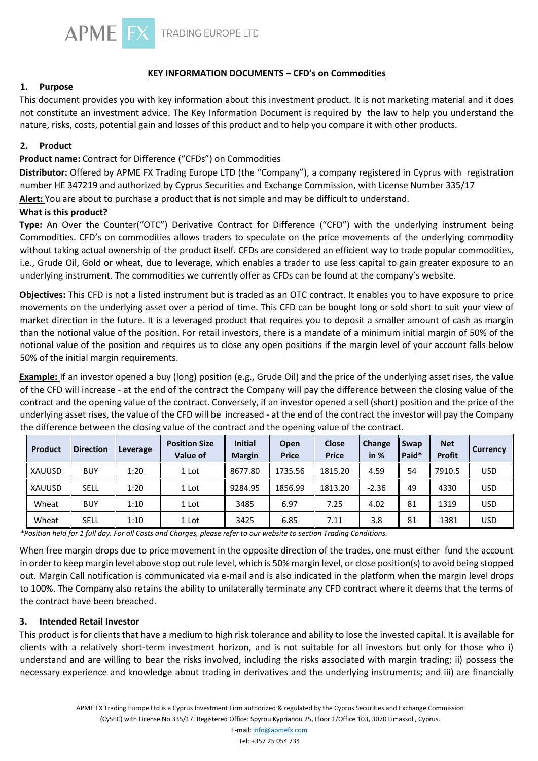## KEY INFORMATION DOCUMENTS – CFD's on Commodities

### 1. Purpose

This document provides you with key information about this investment product. It is not marketing material and it does not constitute an investment advice. The Key Information Document is required by the law to help you understand the nature, risks, costs, potential gain and losses of this product and to help you compare it with other products.

### 2. Product

**Product name:** Contract for Difference ("CFDs") on Commodities

**Distributor:** Offered by APME FX Trading Europe LTD (the "Company"), a company registered in Cyprus with registration number HE 347219 and authorized by Cyprus Securities and Exchange Commission, with License Number 335/17

**Alert:** You are about to purchase a product that is not simple and may be difficult to understand.

**What is this product?**

**Type:** An Over the Counter("OTC") Derivative Contract for Difference ("CFD") with the underlying instrument being Commodities. CFD's on commodities allows traders to speculate on the price movements of the underlying commodity without taking actual ownership of the product itself. CFDs are considered an efficient way to trade popular commodities, i.e., Grude Oil, Gold or wheat, due to leverage, which enables a trader to use less capital to gain greater exposure to an underlying instrument. The commodities we currently offer as CFDs can be found at the company's website.

**Objectives:** This CFD is not a listed instrument but is traded as an OTC contract. It enables you to have exposure to price movements on the underlying asset over a period of time. This CFD can be bought long or sold short to suit your view of market direction in the future. It is a leveraged product that requires you to deposit a smaller amount of cash as margin than the notional value of the position. For retail investors, there is a mandate of a minimum initial margin of 50% of the notional value of the position and requires us to close any open positions if the margin level of your account falls below 50% of the initial margin requirements.

**Example:** If an investor opened a buy (long) position (e.g., Grude Oil) and the price of the underlying asset rises, the value of the CFD will increase - at the end of the contract the Company will pay the difference between the closing value of the contract and the opening value of the contract. Conversely, if an investor opened a sell (short) position and the price of the underlying asset rises, the value of the CFD will be increased - at the end of the contract the investor will pay the Company the difference between the closing value of the contract and the opening value of the contract.

| Product | Direction | Leverage | Position Size Value of | Initial Margin | Open Price | Close Price | Change in % | Swap Paid* | Net Profit | Currency |
|---|---|---|---|---|---|---|---|---|---|---|
| XAUUSD | BUY | 1:20 | 1 Lot | 8677.80 | 1735.56 | 1815.20 | 4.59 | 54 | 7910.5 | USD |
| XAUUSD | SELL | 1:20 | 1 Lot | 9284.95 | 1856.99 | 1813.20 | -2.36 | 49 | 4330 | USD |
| Wheat | BUY | 1:10 | 1 Lot | 3485 | 6.97 | 7.25 | 4.02 | 81 | 1319 | USD |
| Wheat | SELL | 1:10 | 1 Lot | 3425 | 6.85 | 7.11 | 3.8 | 81 | -1381 | USD |

*Position held for 1 full day. For all Costs and Charges, please refer to our website to section Trading Conditions.*

When free margin drops due to price movement in the opposite direction of the trades, one must either fund the account in order to keep margin level above stop out rule level, which is 50% margin level, or close position(s) to avoid being stopped out. Margin Call notification is communicated via e-mail and is also indicated in the platform when the margin level drops to 100%. The Company also retains the ability to unilaterally terminate any CFD contract where it deems that the terms of the contract have been breached.

### 3. Intended Retail Investor

This product is for clients that have a medium to high risk tolerance and ability to lose the invested capital. It is available for clients with a relatively short-term investment horizon, and is not suitable for all investors but only for those who i) understand and are willing to bear the risks involved, including the risks associated with margin trading; ii) possess the necessary experience and knowledge about trading in derivatives and the underlying instruments; and iii) are financially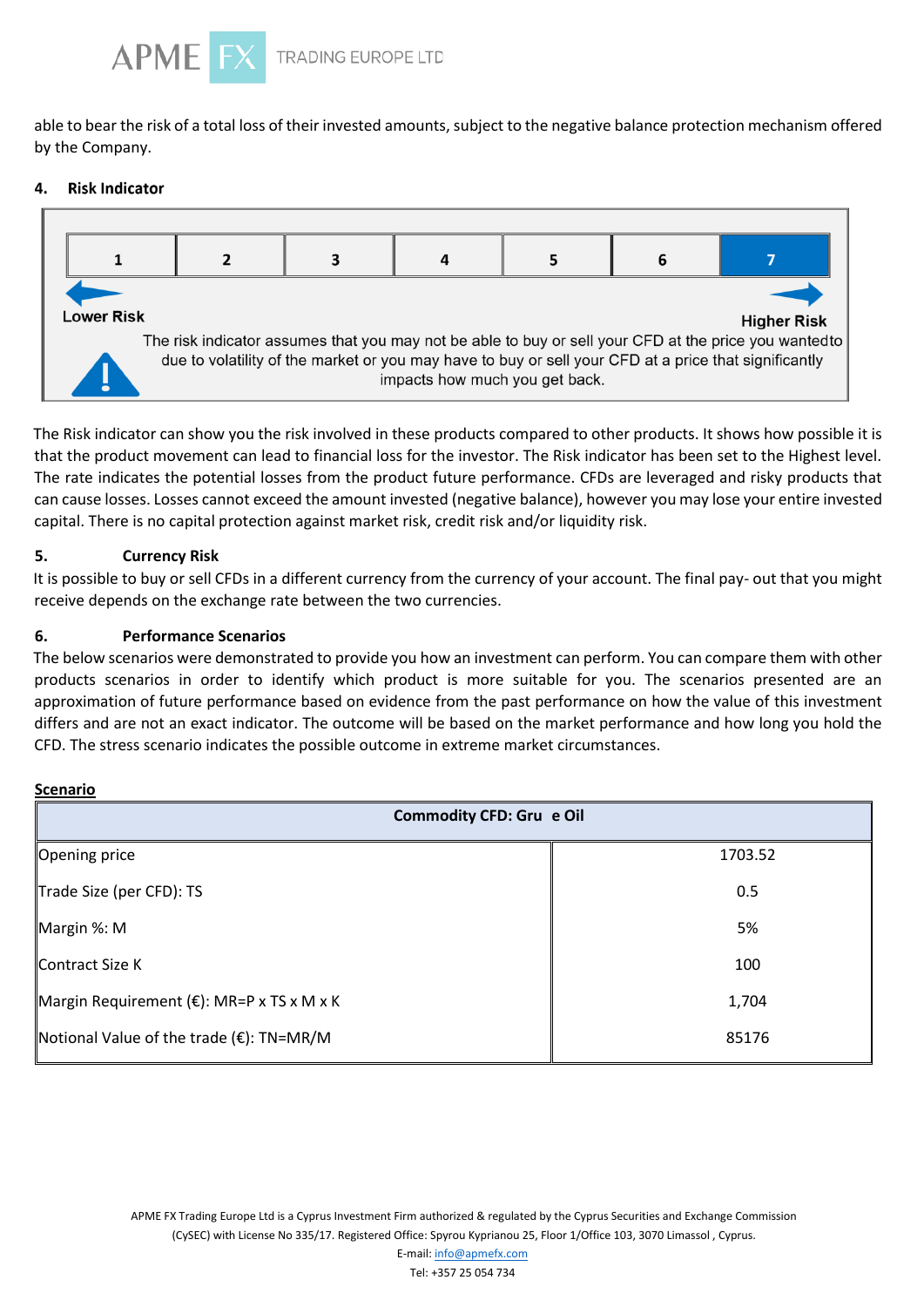able to bear the risk of a total loss of their invested amounts, subject to the negative balance protection mechanism offered by the Company.

## 4. Risk Indicator

| 1 | 2 | 3 | 4 | 5 | 6 | **7** |
|---|---|---|---|---|---|---|

Lower Risk ← → Higher Risk

The risk indicator assumes that you may not be able to buy or sell your CFD at the price you wantedto due to volatility of the market or you may have to buy or sell your CFD at a price that significantly impacts how much you get back.

The Risk indicator can show you the risk involved in these products compared to other products. It shows how possible it is that the product movement can lead to financial loss for the investor. The Risk indicator has been set to the Highest level. The rate indicates the potential losses from the product future performance. CFDs are leveraged and risky products that can cause losses. Losses cannot exceed the amount invested (negative balance), however you may lose your entire invested capital. There is no capital protection against market risk, credit risk and/or liquidity risk.

## 5. Currency Risk

It is possible to buy or sell CFDs in a different currency from the currency of your account. The final pay- out that you might receive depends on the exchange rate between the two currencies.

## 6. Performance Scenarios

The below scenarios were demonstrated to provide you how an investment can perform. You can compare them with other products scenarios in order to identify which product is more suitable for you. The scenarios presented are an approximation of future performance based on evidence from the past performance on how the value of this investment differs and are not an exact indicator. The outcome will be based on the market performance and how long you hold the CFD. The stress scenario indicates the possible outcome in extreme market circumstances.

**Scenario**

| Commodity CFD: Gru e Oil | |
|---|---|
| Opening price | 1703.52 |
| Trade Size (per CFD): TS | 0.5 |
| Margin %: M | 5% |
| Contract Size K | 100 |
| Margin Requirement (€): MR=P x TS x M x K | 1,704 |
| Notional Value of the trade (€): TN=MR/M | 85176 |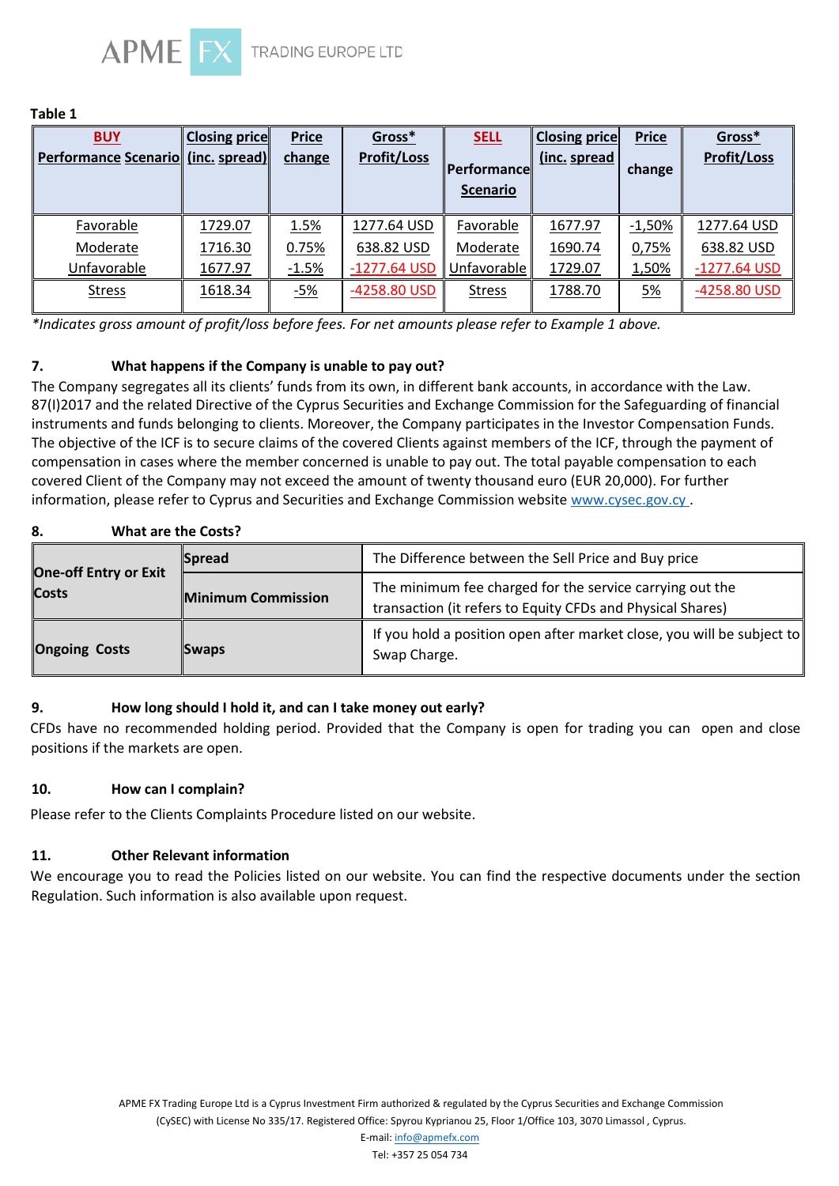**Table 1**

| **BUY** Performance Scenario | Closing price (inc. spread) | Price change | Gross* Profit/Loss | **SELL** Performance Scenario | Closing price (inc. spread | Price change | Gross* Profit/Loss |
|---|---|---|---|---|---|---|---|
| Favorable | 1729.07 | 1.5% | 1277.64 USD | Favorable | 1677.97 | -1,50% | 1277.64 USD |
| Moderate | 1716.30 | 0.75% | 638.82 USD | Moderate | 1690.74 | 0,75% | 638.82 USD |
| Unfavorable | 1677.97 | -1.5% | -1277.64 USD | Unfavorable | 1729.07 | 1,50% | -1277.64 USD |
| Stress | 1618.34 | -5% | -4258.80 USD | Stress | 1788.70 | 5% | -4258.80 USD |

**Indicates gross amount of profit/loss before fees. For net amounts please refer to Example 1 above.*

### 7. What happens if the Company is unable to pay out?

The Company segregates all its clients' funds from its own, in different bank accounts, in accordance with the Law. 87(I)2017 and the related Directive of the Cyprus Securities and Exchange Commission for the Safeguarding of financial instruments and funds belonging to clients. Moreover, the Company participates in the Investor Compensation Funds. The objective of the ICF is to secure claims of the covered Clients against members of the ICF, through the payment of compensation in cases where the member concerned is unable to pay out. The total payable compensation to each covered Client of the Company may not exceed the amount of twenty thousand euro (EUR 20,000). For further information, please refer to Cyprus and Securities and Exchange Commission website www.cysec.gov.cy .

### 8. What are the Costs?

| | | |
|---|---|---|
| **One-off Entry or Exit Costs** | **Spread** | The Difference between the Sell Price and Buy price |
| | **Minimum Commission** | The minimum fee charged for the service carrying out the transaction (it refers to Equity CFDs and Physical Shares) |
| **Ongoing Costs** | **Swaps** | If you hold a position open after market close, you will be subject to Swap Charge. |

### 9. How long should I hold it, and can I take money out early?

CFDs have no recommended holding period. Provided that the Company is open for trading you can open and close positions if the markets are open.

### 10. How can I complain?

Please refer to the Clients Complaints Procedure listed on our website.

### 11. Other Relevant information

We encourage you to read the Policies listed on our website. You can find the respective documents under the section Regulation. Such information is also available upon request.